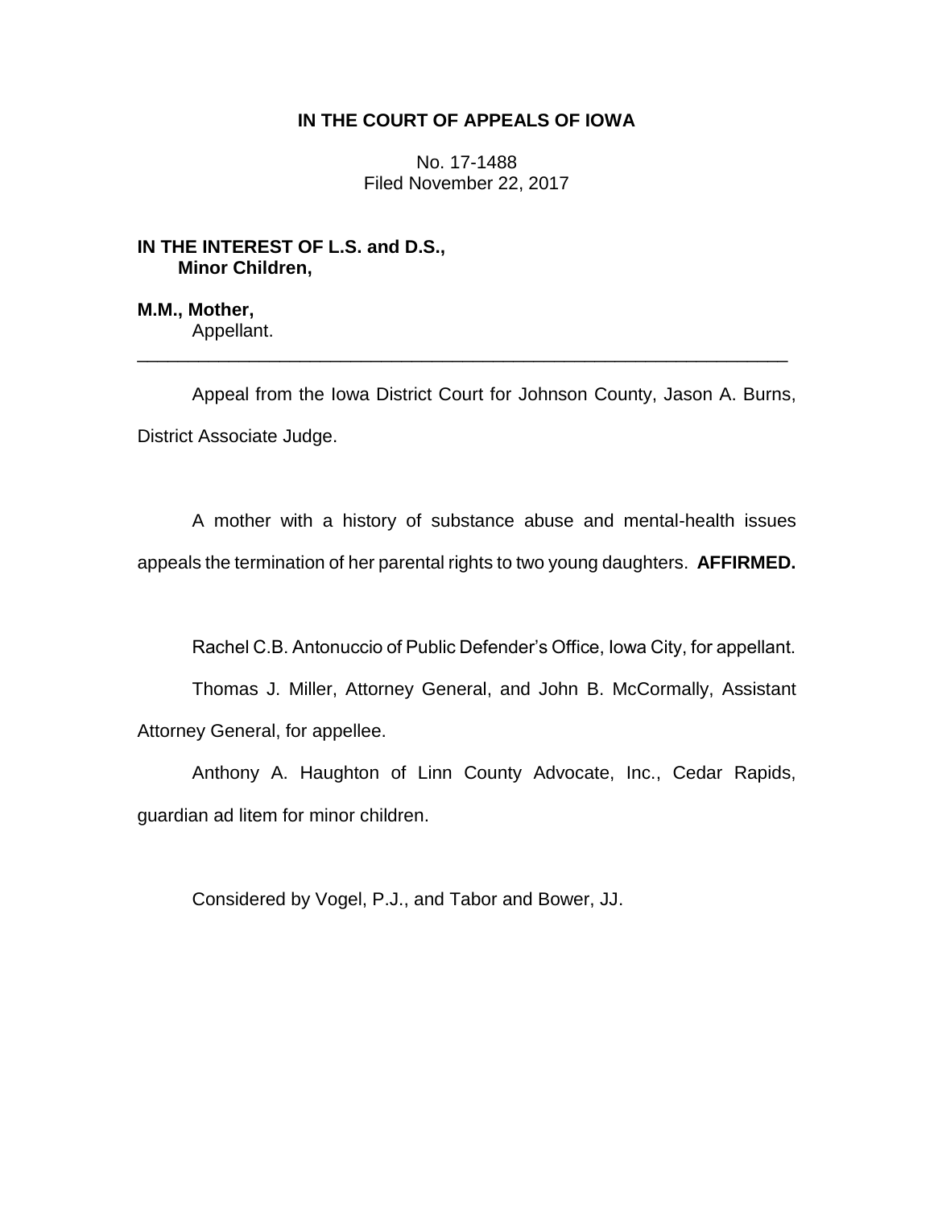# IN THE COURT OF APPEALS OF IOWA

No. 17-1488
Filed November 22, 2017

**IN THE INTEREST OF L.S. and D.S.,**
**Minor Children,**

**M.M., Mother,**
Appellant.

---

Appeal from the Iowa District Court for Johnson County, Jason A. Burns, District Associate Judge.

A mother with a history of substance abuse and mental-health issues appeals the termination of her parental rights to two young daughters. **AFFIRMED.**

Rachel C.B. Antonuccio of Public Defender's Office, Iowa City, for appellant.

Thomas J. Miller, Attorney General, and John B. McCormally, Assistant Attorney General, for appellee.

Anthony A. Haughton of Linn County Advocate, Inc., Cedar Rapids, guardian ad litem for minor children.

Considered by Vogel, P.J., and Tabor and Bower, JJ.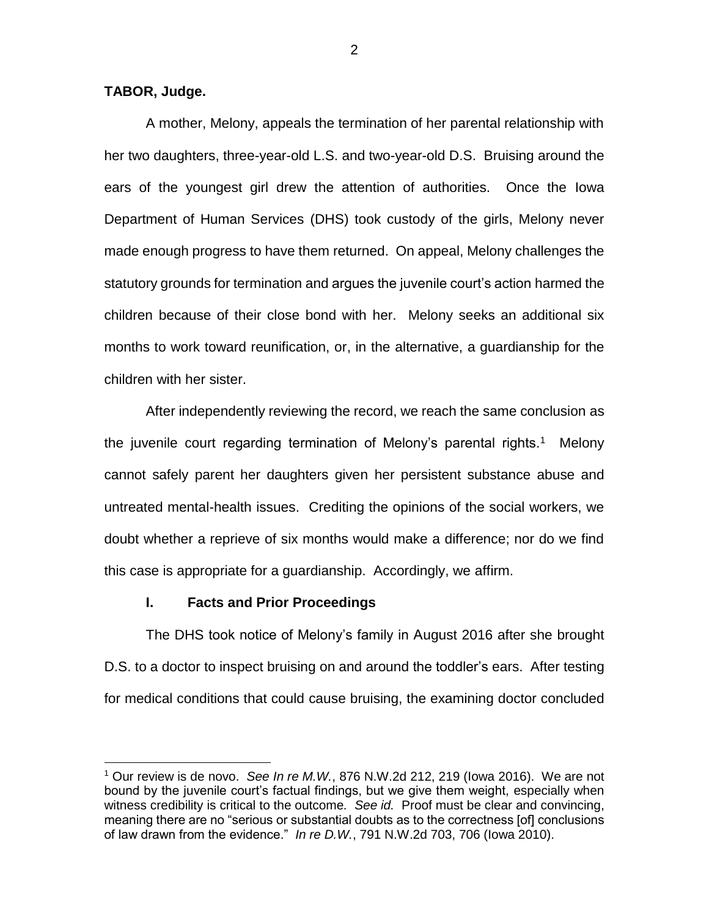**TABOR, Judge.**

A mother, Melony, appeals the termination of her parental relationship with her two daughters, three-year-old L.S. and two-year-old D.S. Bruising around the ears of the youngest girl drew the attention of authorities. Once the Iowa Department of Human Services (DHS) took custody of the girls, Melony never made enough progress to have them returned. On appeal, Melony challenges the statutory grounds for termination and argues the juvenile court's action harmed the children because of their close bond with her. Melony seeks an additional six months to work toward reunification, or, in the alternative, a guardianship for the children with her sister.

After independently reviewing the record, we reach the same conclusion as the juvenile court regarding termination of Melony's parental rights.[1] Melony cannot safely parent her daughters given her persistent substance abuse and untreated mental-health issues. Crediting the opinions of the social workers, we doubt whether a reprieve of six months would make a difference; nor do we find this case is appropriate for a guardianship. Accordingly, we affirm.

## I. Facts and Prior Proceedings

The DHS took notice of Melony's family in August 2016 after she brought D.S. to a doctor to inspect bruising on and around the toddler's ears. After testing for medical conditions that could cause bruising, the examining doctor concluded

[1] Our review is de novo. *See In re M.W.*, 876 N.W.2d 212, 219 (Iowa 2016). We are not bound by the juvenile court's factual findings, but we give them weight, especially when witness credibility is critical to the outcome. *See id.* Proof must be clear and convincing, meaning there are no "serious or substantial doubts as to the correctness [of] conclusions of law drawn from the evidence." *In re D.W.*, 791 N.W.2d 703, 706 (Iowa 2010).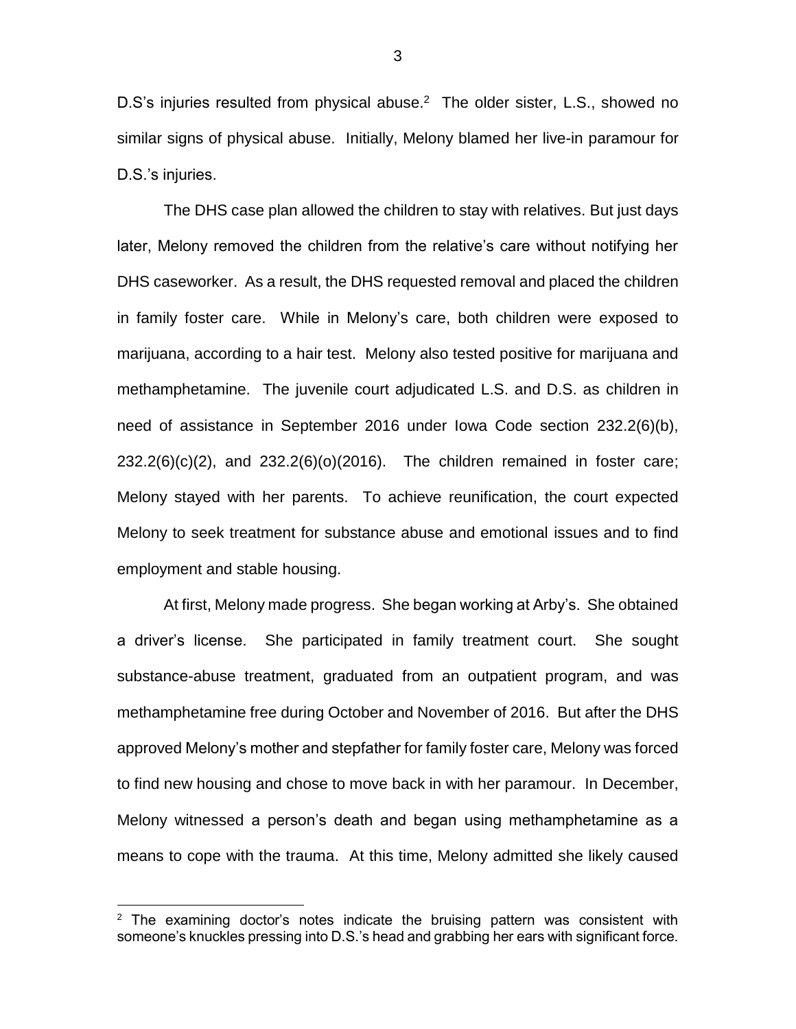D.S's injuries resulted from physical abuse.[2] The older sister, L.S., showed no similar signs of physical abuse. Initially, Melony blamed her live-in paramour for D.S.'s injuries.

The DHS case plan allowed the children to stay with relatives. But just days later, Melony removed the children from the relative's care without notifying her DHS caseworker. As a result, the DHS requested removal and placed the children in family foster care. While in Melony's care, both children were exposed to marijuana, according to a hair test. Melony also tested positive for marijuana and methamphetamine. The juvenile court adjudicated L.S. and D.S. as children in need of assistance in September 2016 under Iowa Code section 232.2(6)(b), 232.2(6)(c)(2), and 232.2(6)(o)(2016). The children remained in foster care; Melony stayed with her parents. To achieve reunification, the court expected Melony to seek treatment for substance abuse and emotional issues and to find employment and stable housing.

At first, Melony made progress. She began working at Arby's. She obtained a driver's license. She participated in family treatment court. She sought substance-abuse treatment, graduated from an outpatient program, and was methamphetamine free during October and November of 2016. But after the DHS approved Melony's mother and stepfather for family foster care, Melony was forced to find new housing and chose to move back in with her paramour. In December, Melony witnessed a person's death and began using methamphetamine as a means to cope with the trauma. At this time, Melony admitted she likely caused

[2] The examining doctor's notes indicate the bruising pattern was consistent with someone's knuckles pressing into D.S.'s head and grabbing her ears with significant force.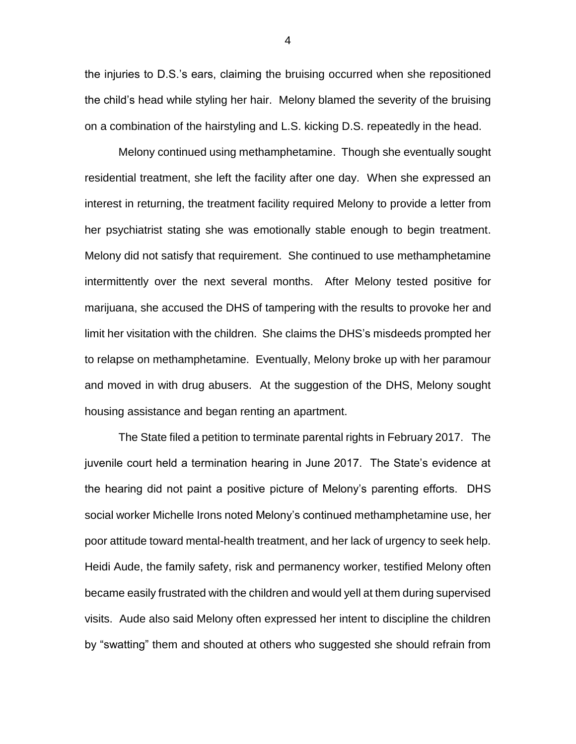the injuries to D.S.'s ears, claiming the bruising occurred when she repositioned the child's head while styling her hair. Melony blamed the severity of the bruising on a combination of the hairstyling and L.S. kicking D.S. repeatedly in the head.

Melony continued using methamphetamine. Though she eventually sought residential treatment, she left the facility after one day. When she expressed an interest in returning, the treatment facility required Melony to provide a letter from her psychiatrist stating she was emotionally stable enough to begin treatment. Melony did not satisfy that requirement. She continued to use methamphetamine intermittently over the next several months. After Melony tested positive for marijuana, she accused the DHS of tampering with the results to provoke her and limit her visitation with the children. She claims the DHS's misdeeds prompted her to relapse on methamphetamine. Eventually, Melony broke up with her paramour and moved in with drug abusers. At the suggestion of the DHS, Melony sought housing assistance and began renting an apartment.

The State filed a petition to terminate parental rights in February 2017. The juvenile court held a termination hearing in June 2017. The State's evidence at the hearing did not paint a positive picture of Melony's parenting efforts. DHS social worker Michelle Irons noted Melony's continued methamphetamine use, her poor attitude toward mental-health treatment, and her lack of urgency to seek help. Heidi Aude, the family safety, risk and permanency worker, testified Melony often became easily frustrated with the children and would yell at them during supervised visits. Aude also said Melony often expressed her intent to discipline the children by "swatting" them and shouted at others who suggested she should refrain from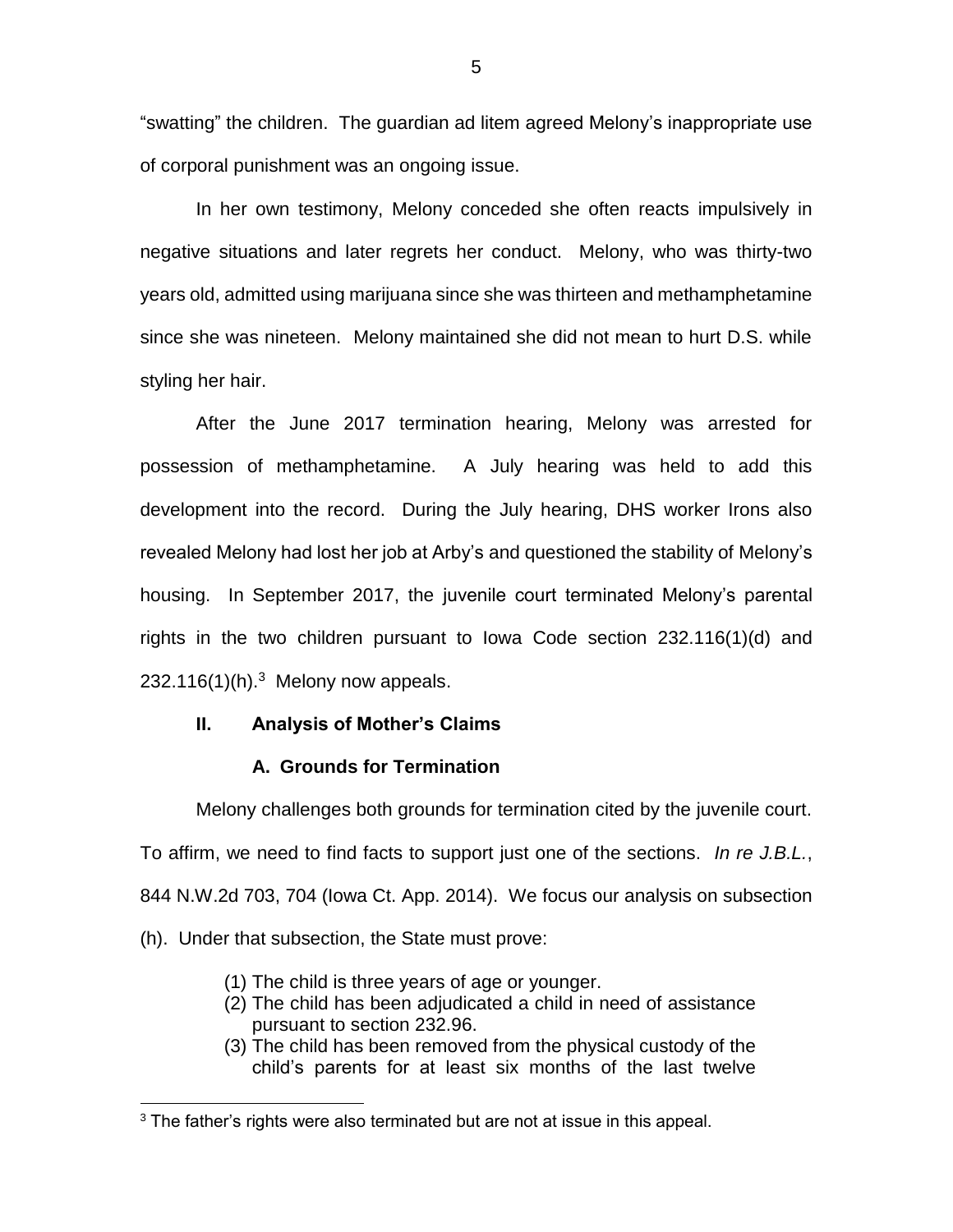"swatting" the children. The guardian ad litem agreed Melony's inappropriate use of corporal punishment was an ongoing issue.

In her own testimony, Melony conceded she often reacts impulsively in negative situations and later regrets her conduct. Melony, who was thirty-two years old, admitted using marijuana since she was thirteen and methamphetamine since she was nineteen. Melony maintained she did not mean to hurt D.S. while styling her hair.

After the June 2017 termination hearing, Melony was arrested for possession of methamphetamine. A July hearing was held to add this development into the record. During the July hearing, DHS worker Irons also revealed Melony had lost her job at Arby's and questioned the stability of Melony's housing. In September 2017, the juvenile court terminated Melony's parental rights in the two children pursuant to Iowa Code section 232.116(1)(d) and 232.116(1)(h).[3] Melony now appeals.

## II. Analysis of Mother's Claims

### A. Grounds for Termination

Melony challenges both grounds for termination cited by the juvenile court. To affirm, we need to find facts to support just one of the sections. *In re J.B.L.*, 844 N.W.2d 703, 704 (Iowa Ct. App. 2014). We focus our analysis on subsection (h). Under that subsection, the State must prove:

> (1) The child is three years of age or younger.
> (2) The child has been adjudicated a child in need of assistance pursuant to section 232.96.
> (3) The child has been removed from the physical custody of the child's parents for at least six months of the last twelve

[3] The father's rights were also terminated but are not at issue in this appeal.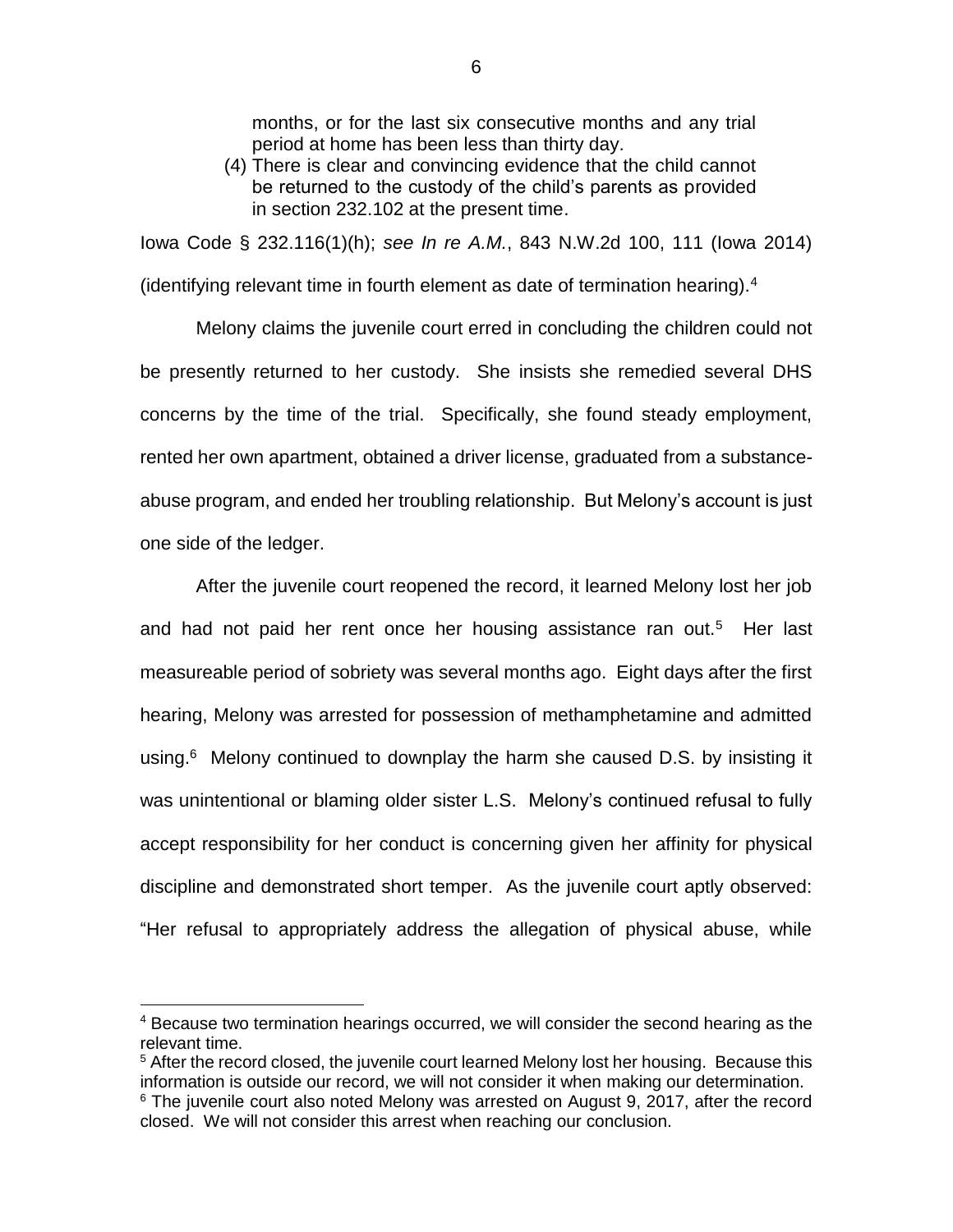> months, or for the last six consecutive months and any trial period at home has been less than thirty day.
>
> (4) There is clear and convincing evidence that the child cannot be returned to the custody of the child's parents as provided in section 232.102 at the present time.

Iowa Code § 232.116(1)(h); *see In re A.M.*, 843 N.W.2d 100, 111 (Iowa 2014) (identifying relevant time in fourth element as date of termination hearing).[4]

Melony claims the juvenile court erred in concluding the children could not be presently returned to her custody. She insists she remedied several DHS concerns by the time of the trial. Specifically, she found steady employment, rented her own apartment, obtained a driver license, graduated from a substance-abuse program, and ended her troubling relationship. But Melony's account is just one side of the ledger.

After the juvenile court reopened the record, it learned Melony lost her job and had not paid her rent once her housing assistance ran out.[5] Her last measureable period of sobriety was several months ago. Eight days after the first hearing, Melony was arrested for possession of methamphetamine and admitted using.[6] Melony continued to downplay the harm she caused D.S. by insisting it was unintentional or blaming older sister L.S. Melony's continued refusal to fully accept responsibility for her conduct is concerning given her affinity for physical discipline and demonstrated short temper. As the juvenile court aptly observed: "Her refusal to appropriately address the allegation of physical abuse, while

---

[4] Because two termination hearings occurred, we will consider the second hearing as the relevant time.

[5] After the record closed, the juvenile court learned Melony lost her housing. Because this information is outside our record, we will not consider it when making our determination.

[6] The juvenile court also noted Melony was arrested on August 9, 2017, after the record closed. We will not consider this arrest when reaching our conclusion.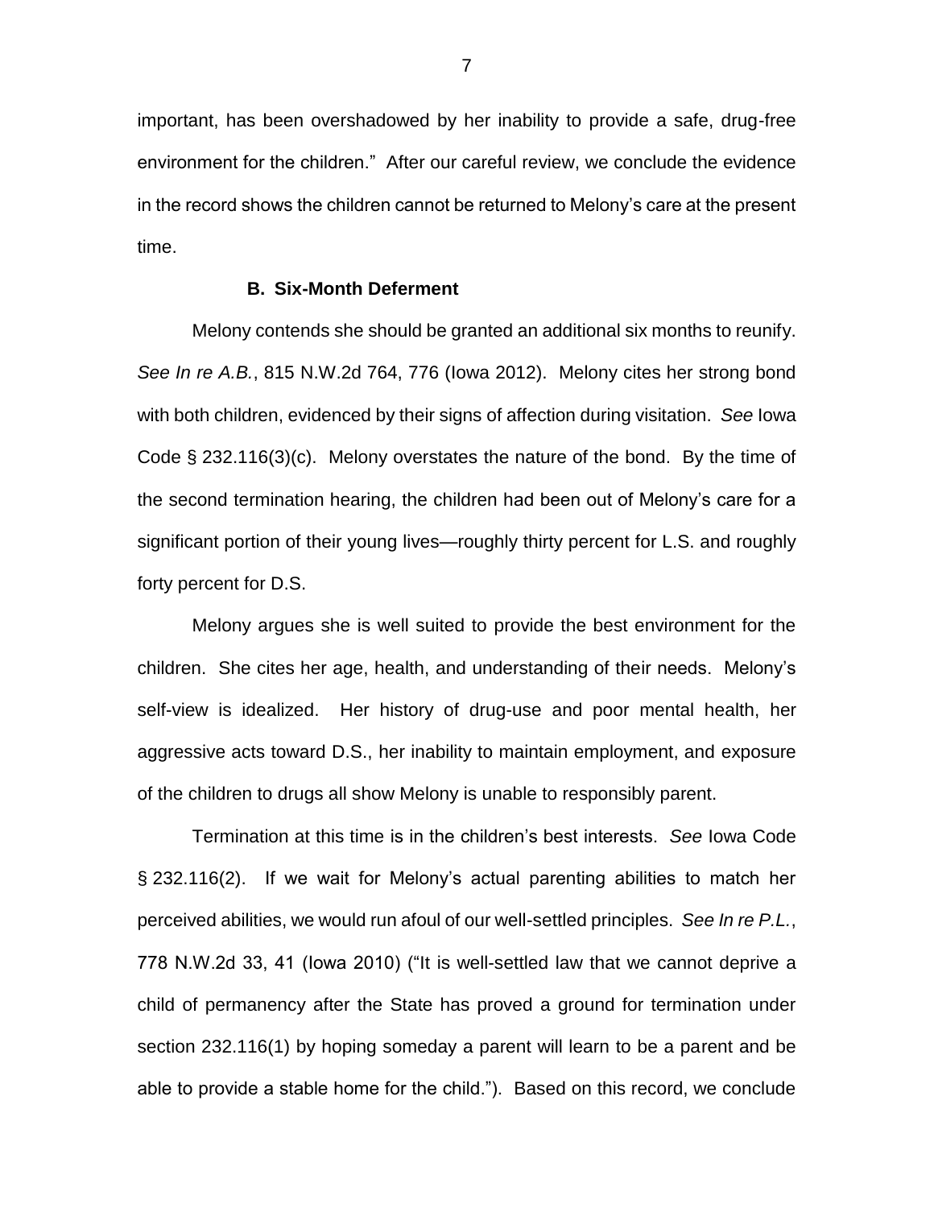important, has been overshadowed by her inability to provide a safe, drug-free environment for the children." After our careful review, we conclude the evidence in the record shows the children cannot be returned to Melony's care at the present time.

### B. Six-Month Deferment

Melony contends she should be granted an additional six months to reunify. *See In re A.B.*, 815 N.W.2d 764, 776 (Iowa 2012). Melony cites her strong bond with both children, evidenced by their signs of affection during visitation. *See* Iowa Code § 232.116(3)(c). Melony overstates the nature of the bond. By the time of the second termination hearing, the children had been out of Melony's care for a significant portion of their young lives—roughly thirty percent for L.S. and roughly forty percent for D.S.

Melony argues she is well suited to provide the best environment for the children. She cites her age, health, and understanding of their needs. Melony's self-view is idealized. Her history of drug-use and poor mental health, her aggressive acts toward D.S., her inability to maintain employment, and exposure of the children to drugs all show Melony is unable to responsibly parent.

Termination at this time is in the children's best interests. *See* Iowa Code § 232.116(2). If we wait for Melony's actual parenting abilities to match her perceived abilities, we would run afoul of our well-settled principles. *See In re P.L.*, 778 N.W.2d 33, 41 (Iowa 2010) ("It is well-settled law that we cannot deprive a child of permanency after the State has proved a ground for termination under section 232.116(1) by hoping someday a parent will learn to be a parent and be able to provide a stable home for the child."). Based on this record, we conclude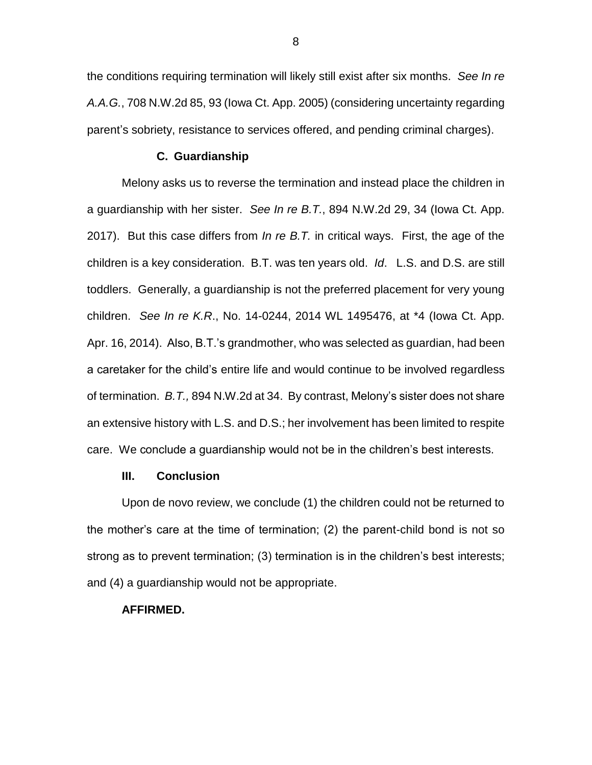the conditions requiring termination will likely still exist after six months. *See In re A.A.G.*, 708 N.W.2d 85, 93 (Iowa Ct. App. 2005) (considering uncertainty regarding parent's sobriety, resistance to services offered, and pending criminal charges).

### C. Guardianship

Melony asks us to reverse the termination and instead place the children in a guardianship with her sister. *See In re B.T.*, 894 N.W.2d 29, 34 (Iowa Ct. App. 2017). But this case differs from *In re B.T.* in critical ways. First, the age of the children is a key consideration. B.T. was ten years old. *Id*. L.S. and D.S. are still toddlers. Generally, a guardianship is not the preferred placement for very young children. *See In re K.R*., No. 14-0244, 2014 WL 1495476, at *4 (Iowa Ct. App. Apr. 16, 2014). Also, B.T.'s grandmother, who was selected as guardian, had been a caretaker for the child's entire life and would continue to be involved regardless of termination. *B.T.,* 894 N.W.2d at 34. By contrast, Melony's sister does not share an extensive history with L.S. and D.S.; her involvement has been limited to respite care. We conclude a guardianship would not be in the children's best interests.

## III. Conclusion

Upon de novo review, we conclude (1) the children could not be returned to the mother's care at the time of termination; (2) the parent-child bond is not so strong as to prevent termination; (3) termination is in the children's best interests; and (4) a guardianship would not be appropriate.

**AFFIRMED.**